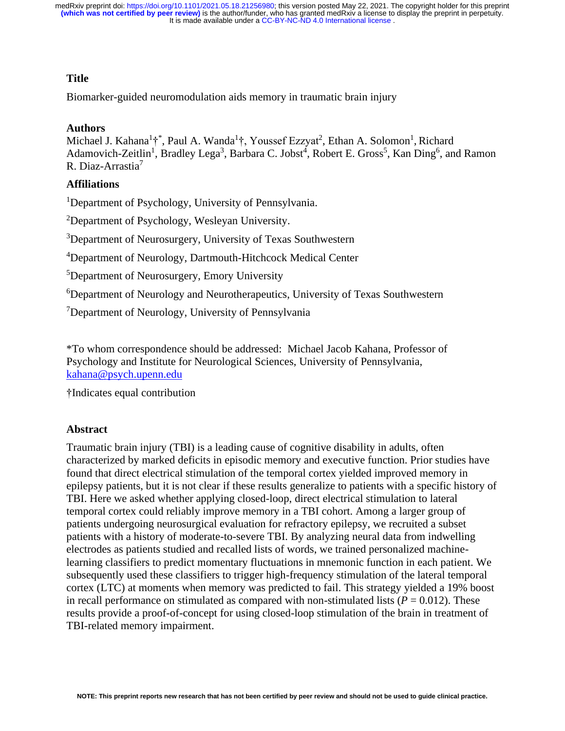## Title

Biomarker-guided neuromodulation aids memory in traumatic brain injury

## Authors

Michael J. Kahana[1]†[*], Paul A. Wanda[1]†, Youssef Ezzyat[2], Ethan A. Solomon[1], Richard Adamovich-Zeitlin[1], Bradley Lega[3], Barbara C. Jobst[4], Robert E. Gross[5], Kan Ding[6], and Ramon R. Diaz-Arrastia[7]

## Affiliations

[1]Department of Psychology, University of Pennsylvania.

[2]Department of Psychology, Wesleyan University.

[3]Department of Neurosurgery, University of Texas Southwestern

[4]Department of Neurology, Dartmouth-Hitchcock Medical Center

[5]Department of Neurosurgery, Emory University

[6]Department of Neurology and Neurotherapeutics, University of Texas Southwestern

[7]Department of Neurology, University of Pennsylvania

*To whom correspondence should be addressed: Michael Jacob Kahana, Professor of Psychology and Institute for Neurological Sciences, University of Pennsylvania, kahana@psych.upenn.edu

†Indicates equal contribution

## Abstract

Traumatic brain injury (TBI) is a leading cause of cognitive disability in adults, often characterized by marked deficits in episodic memory and executive function. Prior studies have found that direct electrical stimulation of the temporal cortex yielded improved memory in epilepsy patients, but it is not clear if these results generalize to patients with a specific history of TBI. Here we asked whether applying closed-loop, direct electrical stimulation to lateral temporal cortex could reliably improve memory in a TBI cohort. Among a larger group of patients undergoing neurosurgical evaluation for refractory epilepsy, we recruited a subset patients with a history of moderate-to-severe TBI. By analyzing neural data from indwelling electrodes as patients studied and recalled lists of words, we trained personalized machine-learning classifiers to predict momentary fluctuations in mnemonic function in each patient. We subsequently used these classifiers to trigger high-frequency stimulation of the lateral temporal cortex (LTC) at moments when memory was predicted to fail. This strategy yielded a 19% boost in recall performance on stimulated as compared with non-stimulated lists ($P = 0.012$). These results provide a proof-of-concept for using closed-loop stimulation of the brain in treatment of TBI-related memory impairment.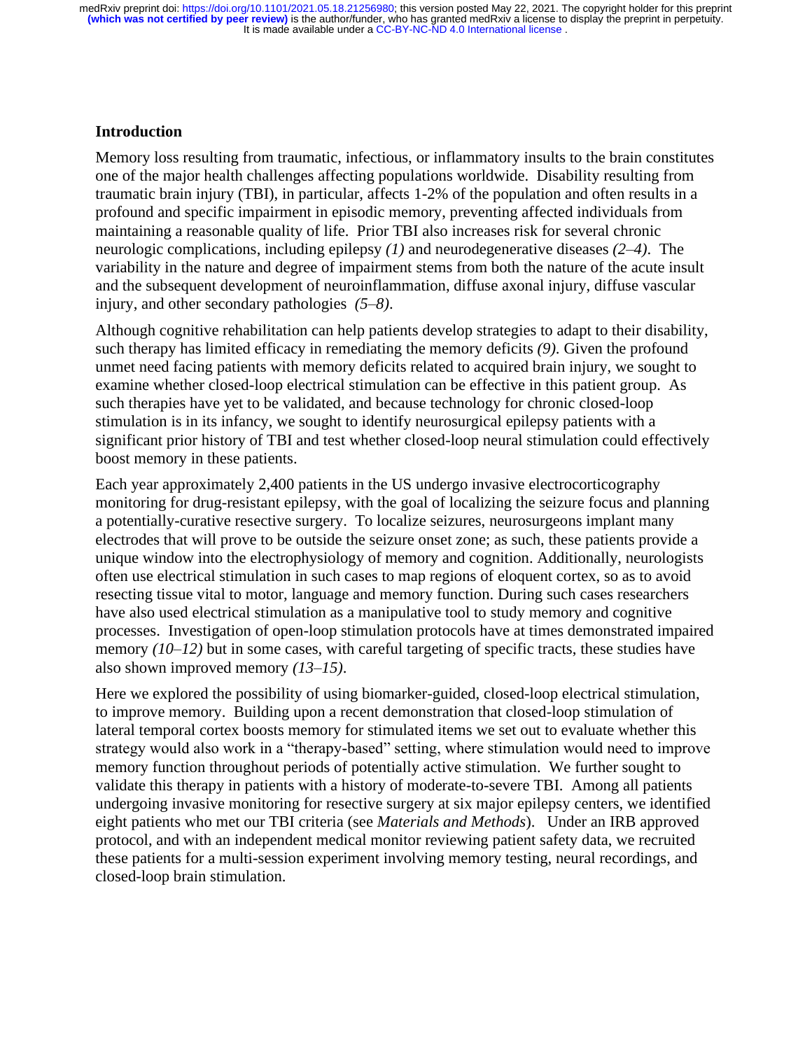## Introduction

Memory loss resulting from traumatic, infectious, or inflammatory insults to the brain constitutes one of the major health challenges affecting populations worldwide. Disability resulting from traumatic brain injury (TBI), in particular, affects 1-2% of the population and often results in a profound and specific impairment in episodic memory, preventing affected individuals from maintaining a reasonable quality of life. Prior TBI also increases risk for several chronic neurologic complications, including epilepsy *(1)* and neurodegenerative diseases *(2–4)*. The variability in the nature and degree of impairment stems from both the nature of the acute insult and the subsequent development of neuroinflammation, diffuse axonal injury, diffuse vascular injury, and other secondary pathologies *(5–8)*.

Although cognitive rehabilitation can help patients develop strategies to adapt to their disability, such therapy has limited efficacy in remediating the memory deficits *(9)*. Given the profound unmet need facing patients with memory deficits related to acquired brain injury, we sought to examine whether closed-loop electrical stimulation can be effective in this patient group. As such therapies have yet to be validated, and because technology for chronic closed-loop stimulation is in its infancy, we sought to identify neurosurgical epilepsy patients with a significant prior history of TBI and test whether closed-loop neural stimulation could effectively boost memory in these patients.

Each year approximately 2,400 patients in the US undergo invasive electrocorticography monitoring for drug-resistant epilepsy, with the goal of localizing the seizure focus and planning a potentially-curative resective surgery. To localize seizures, neurosurgeons implant many electrodes that will prove to be outside the seizure onset zone; as such, these patients provide a unique window into the electrophysiology of memory and cognition. Additionally, neurologists often use electrical stimulation in such cases to map regions of eloquent cortex, so as to avoid resecting tissue vital to motor, language and memory function. During such cases researchers have also used electrical stimulation as a manipulative tool to study memory and cognitive processes. Investigation of open-loop stimulation protocols have at times demonstrated impaired memory *(10–12)* but in some cases, with careful targeting of specific tracts, these studies have also shown improved memory *(13–15)*.

Here we explored the possibility of using biomarker-guided, closed-loop electrical stimulation, to improve memory. Building upon a recent demonstration that closed-loop stimulation of lateral temporal cortex boosts memory for stimulated items we set out to evaluate whether this strategy would also work in a "therapy-based" setting, where stimulation would need to improve memory function throughout periods of potentially active stimulation. We further sought to validate this therapy in patients with a history of moderate-to-severe TBI. Among all patients undergoing invasive monitoring for resective surgery at six major epilepsy centers, we identified eight patients who met our TBI criteria (see *Materials and Methods*). Under an IRB approved protocol, and with an independent medical monitor reviewing patient safety data, we recruited these patients for a multi-session experiment involving memory testing, neural recordings, and closed-loop brain stimulation.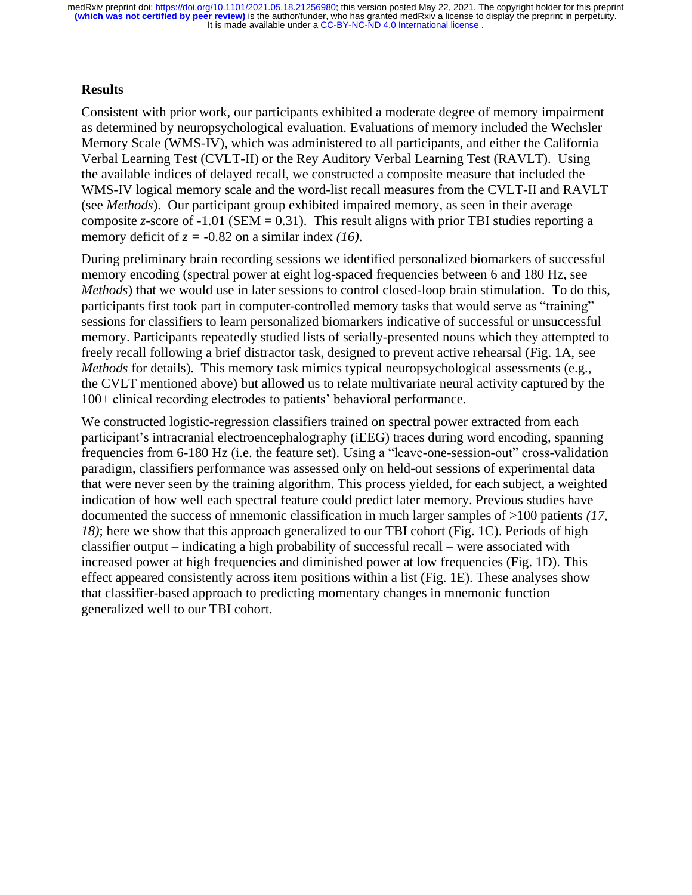## Results

Consistent with prior work, our participants exhibited a moderate degree of memory impairment as determined by neuropsychological evaluation. Evaluations of memory included the Wechsler Memory Scale (WMS-IV), which was administered to all participants, and either the California Verbal Learning Test (CVLT-II) or the Rey Auditory Verbal Learning Test (RAVLT). Using the available indices of delayed recall, we constructed a composite measure that included the WMS-IV logical memory scale and the word-list recall measures from the CVLT-II and RAVLT (see *Methods*). Our participant group exhibited impaired memory, as seen in their average composite $z$-score of -1.01 (SEM = 0.31). This result aligns with prior TBI studies reporting a memory deficit of $z = -0.82$ on a similar index *(16)*.

During preliminary brain recording sessions we identified personalized biomarkers of successful memory encoding (spectral power at eight log-spaced frequencies between 6 and 180 Hz, see *Methods*) that we would use in later sessions to control closed-loop brain stimulation. To do this, participants first took part in computer-controlled memory tasks that would serve as "training" sessions for classifiers to learn personalized biomarkers indicative of successful or unsuccessful memory. Participants repeatedly studied lists of serially-presented nouns which they attempted to freely recall following a brief distractor task, designed to prevent active rehearsal (Fig. 1A, see *Methods* for details). This memory task mimics typical neuropsychological assessments (e.g., the CVLT mentioned above) but allowed us to relate multivariate neural activity captured by the 100+ clinical recording electrodes to patients' behavioral performance.

We constructed logistic-regression classifiers trained on spectral power extracted from each participant's intracranial electroencephalography (iEEG) traces during word encoding, spanning frequencies from 6-180 Hz (i.e. the feature set). Using a "leave-one-session-out" cross-validation paradigm, classifiers performance was assessed only on held-out sessions of experimental data that were never seen by the training algorithm. This process yielded, for each subject, a weighted indication of how well each spectral feature could predict later memory. Previous studies have documented the success of mnemonic classification in much larger samples of >100 patients *(17, 18)*; here we show that this approach generalized to our TBI cohort (Fig. 1C). Periods of high classifier output – indicating a high probability of successful recall – were associated with increased power at high frequencies and diminished power at low frequencies (Fig. 1D). This effect appeared consistently across item positions within a list (Fig. 1E). These analyses show that classifier-based approach to predicting momentary changes in mnemonic function generalized well to our TBI cohort.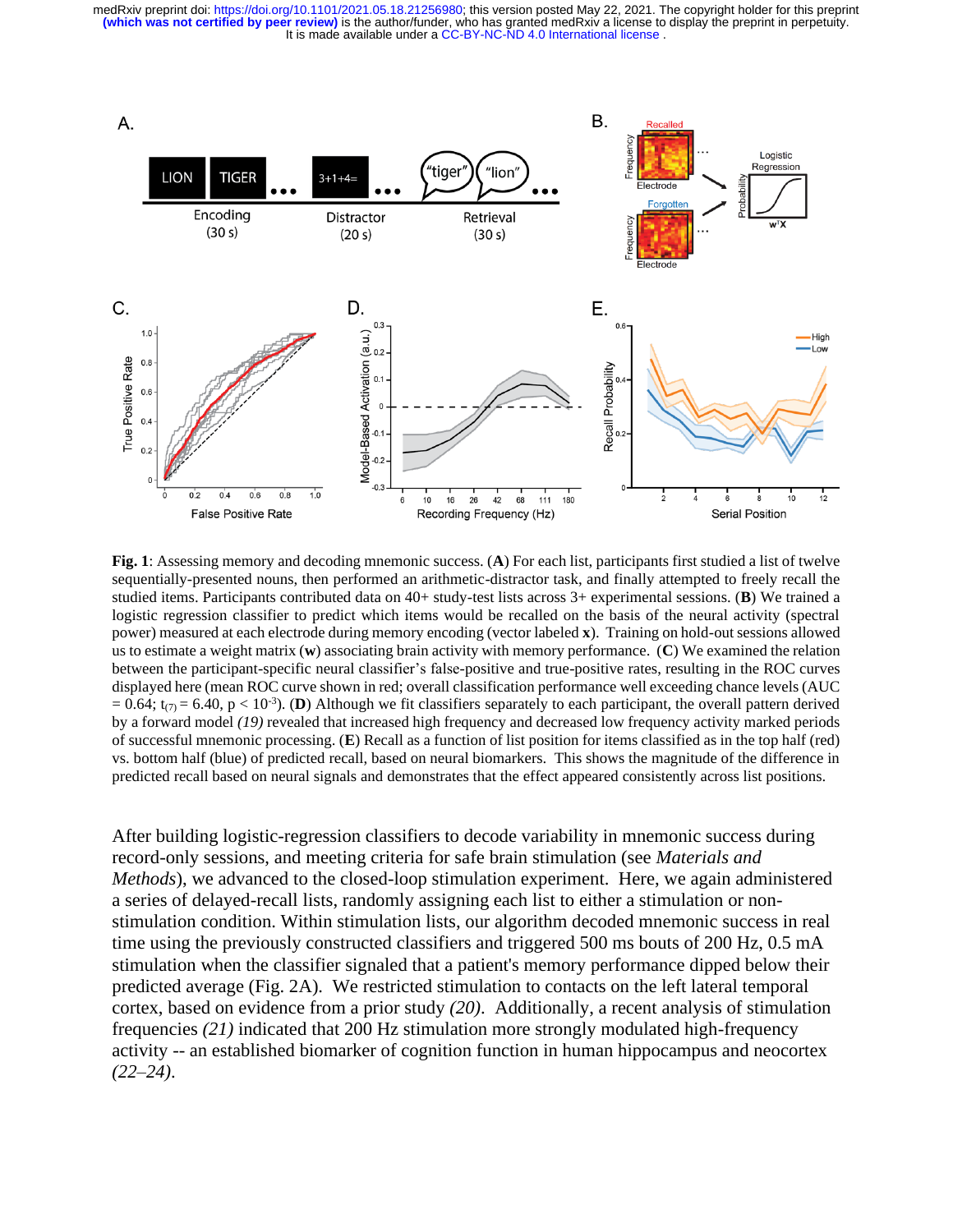**Fig. 1**: Assessing memory and decoding mnemonic success. (**A**) For each list, participants first studied a list of twelve sequentially-presented nouns, then performed an arithmetic-distractor task, and finally attempted to freely recall the studied items. Participants contributed data on 40+ study-test lists across 3+ experimental sessions. (**B**) We trained a logistic regression classifier to predict which items would be recalled on the basis of the neural activity (spectral power) measured at each electrode during memory encoding (vector labeled **x**). Training on hold-out sessions allowed us to estimate a weight matrix (**w**) associating brain activity with memory performance. (**C**) We examined the relation between the participant-specific neural classifier's false-positive and true-positive rates, resulting in the ROC curves displayed here (mean ROC curve shown in red; overall classification performance well exceeding chance levels (AUC = 0.64; $t_{(7)} = 6.40$, $p < 10^{-3}$). (**D**) Although we fit classifiers separately to each participant, the overall pattern derived by a forward model *(19)* revealed that increased high frequency and decreased low frequency activity marked periods of successful mnemonic processing. (**E**) Recall as a function of list position for items classified as in the top half (red) vs. bottom half (blue) of predicted recall, based on neural biomarkers. This shows the magnitude of the difference in predicted recall based on neural signals and demonstrates that the effect appeared consistently across list positions.

After building logistic-regression classifiers to decode variability in mnemonic success during record-only sessions, and meeting criteria for safe brain stimulation (see *Materials and Methods*), we advanced to the closed-loop stimulation experiment. Here, we again administered a series of delayed-recall lists, randomly assigning each list to either a stimulation or non-stimulation condition. Within stimulation lists, our algorithm decoded mnemonic success in real time using the previously constructed classifiers and triggered 500 ms bouts of 200 Hz, 0.5 mA stimulation when the classifier signaled that a patient's memory performance dipped below their predicted average (Fig. 2A). We restricted stimulation to contacts on the left lateral temporal cortex, based on evidence from a prior study *(20)*. Additionally, a recent analysis of stimulation frequencies *(21)* indicated that 200 Hz stimulation more strongly modulated high-frequency activity -- an established biomarker of cognition function in human hippocampus and neocortex *(22–24)*.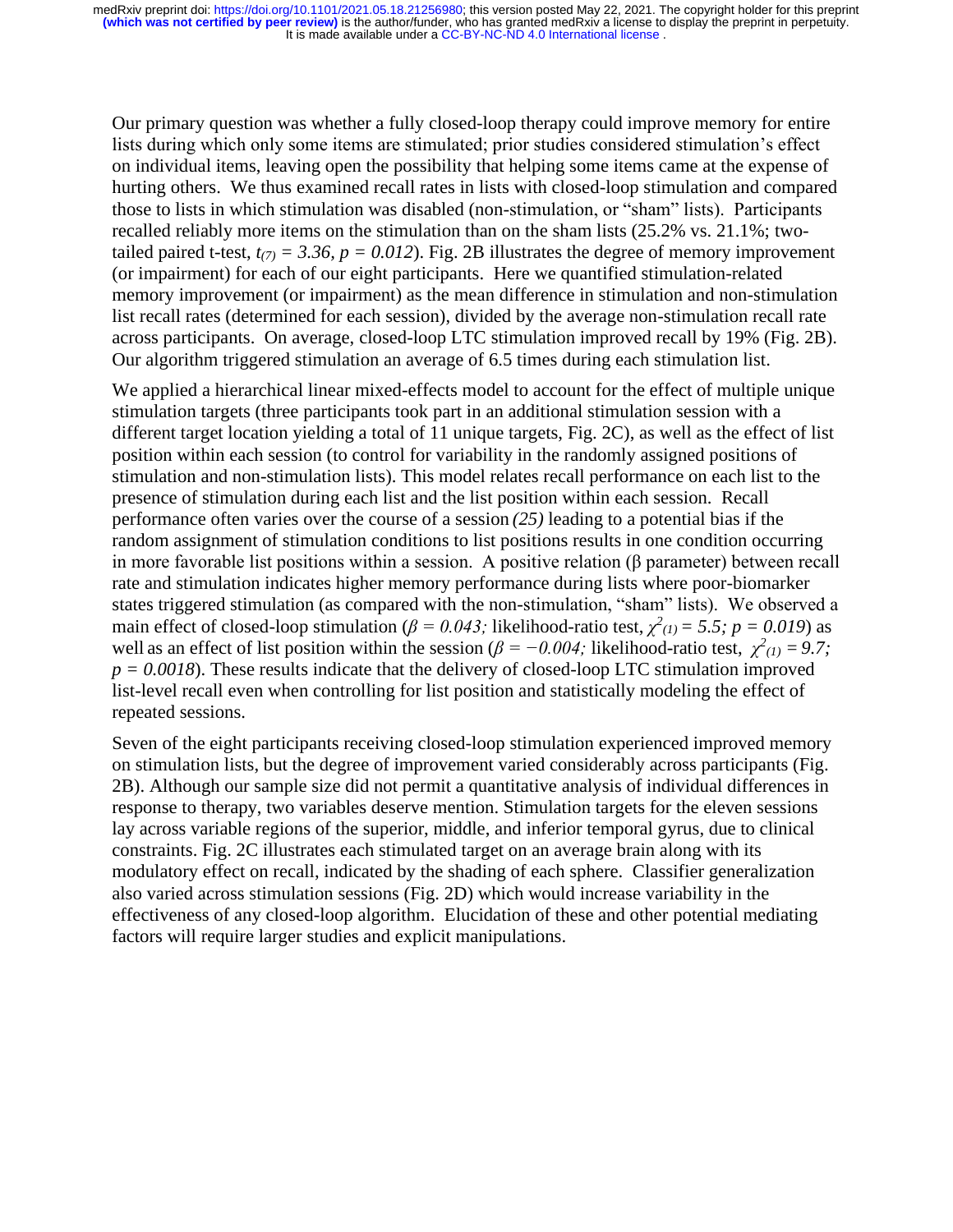Our primary question was whether a fully closed-loop therapy could improve memory for entire lists during which only some items are stimulated; prior studies considered stimulation's effect on individual items, leaving open the possibility that helping some items came at the expense of hurting others. We thus examined recall rates in lists with closed-loop stimulation and compared those to lists in which stimulation was disabled (non-stimulation, or "sham" lists). Participants recalled reliably more items on the stimulation than on the sham lists (25.2% vs. 21.1%; two-tailed paired t-test, $t_{(7)} = 3.36, p = 0.012$). Fig. 2B illustrates the degree of memory improvement (or impairment) for each of our eight participants. Here we quantified stimulation-related memory improvement (or impairment) as the mean difference in stimulation and non-stimulation list recall rates (determined for each session), divided by the average non-stimulation recall rate across participants. On average, closed-loop LTC stimulation improved recall by 19% (Fig. 2B). Our algorithm triggered stimulation an average of 6.5 times during each stimulation list.

We applied a hierarchical linear mixed-effects model to account for the effect of multiple unique stimulation targets (three participants took part in an additional stimulation session with a different target location yielding a total of 11 unique targets, Fig. 2C), as well as the effect of list position within each session (to control for variability in the randomly assigned positions of stimulation and non-stimulation lists). This model relates recall performance on each list to the presence of stimulation during each list and the list position within each session. Recall performance often varies over the course of a session *(25)* leading to a potential bias if the random assignment of stimulation conditions to list positions results in one condition occurring in more favorable list positions within a session. A positive relation (β parameter) between recall rate and stimulation indicates higher memory performance during lists where poor-biomarker states triggered stimulation (as compared with the non-stimulation, "sham" lists). We observed a main effect of closed-loop stimulation ($\beta = 0.043;$ likelihood-ratio test, $\chi^2_{(1)} = 5.5; p = 0.019$) as well as an effect of list position within the session ($\beta = -0.004;$ likelihood-ratio test, $\chi^2_{(1)} = 9.7; p = 0.0018$). These results indicate that the delivery of closed-loop LTC stimulation improved list-level recall even when controlling for list position and statistically modeling the effect of repeated sessions.

Seven of the eight participants receiving closed-loop stimulation experienced improved memory on stimulation lists, but the degree of improvement varied considerably across participants (Fig. 2B). Although our sample size did not permit a quantitative analysis of individual differences in response to therapy, two variables deserve mention. Stimulation targets for the eleven sessions lay across variable regions of the superior, middle, and inferior temporal gyrus, due to clinical constraints. Fig. 2C illustrates each stimulated target on an average brain along with its modulatory effect on recall, indicated by the shading of each sphere. Classifier generalization also varied across stimulation sessions (Fig. 2D) which would increase variability in the effectiveness of any closed-loop algorithm. Elucidation of these and other potential mediating factors will require larger studies and explicit manipulations.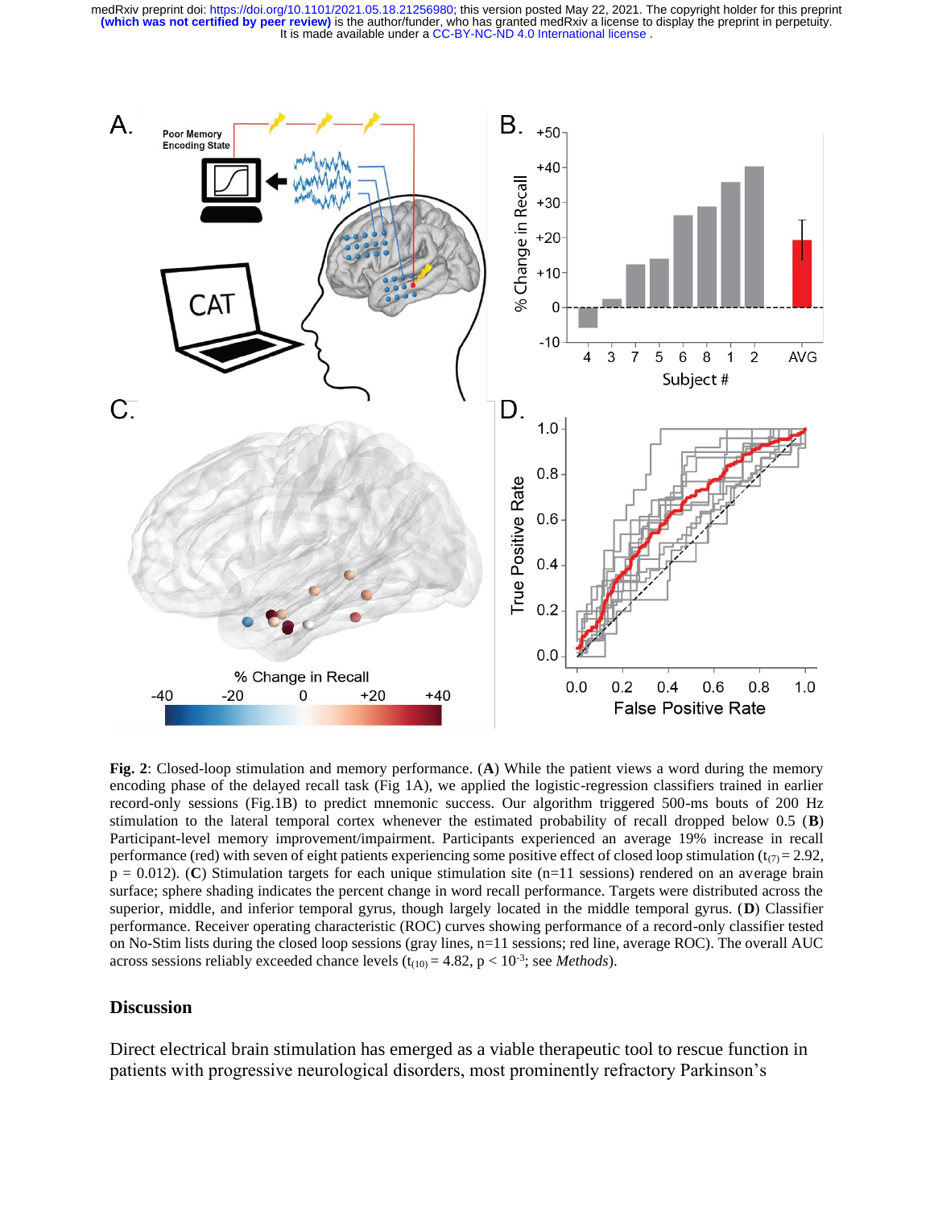**Fig. 2**: Closed-loop stimulation and memory performance. (**A**) While the patient views a word during the memory encoding phase of the delayed recall task (Fig 1A), we applied the logistic-regression classifiers trained in earlier record-only sessions (Fig.1B) to predict mnemonic success. Our algorithm triggered 500-ms bouts of 200 Hz stimulation to the lateral temporal cortex whenever the estimated probability of recall dropped below 0.5 (**B**) Participant-level memory improvement/impairment. Participants experienced an average 19% increase in recall performance (red) with seven of eight patients experiencing some positive effect of closed loop stimulation ($t_{(7)} = 2.92$, $p = 0.012$). (**C**) Stimulation targets for each unique stimulation site (n=11 sessions) rendered on an average brain surface; sphere shading indicates the percent change in word recall performance. Targets were distributed across the superior, middle, and inferior temporal gyrus, though largely located in the middle temporal gyrus. (**D**) Classifier performance. Receiver operating characteristic (ROC) curves showing performance of a record-only classifier tested on No-Stim lists during the closed loop sessions (gray lines, n=11 sessions; red line, average ROC). The overall AUC across sessions reliably exceeded chance levels ($t_{(10)} = 4.82$, $p < 10^{-3}$; see *Methods*).

## Discussion

Direct electrical brain stimulation has emerged as a viable therapeutic tool to rescue function in patients with progressive neurological disorders, most prominently refractory Parkinson's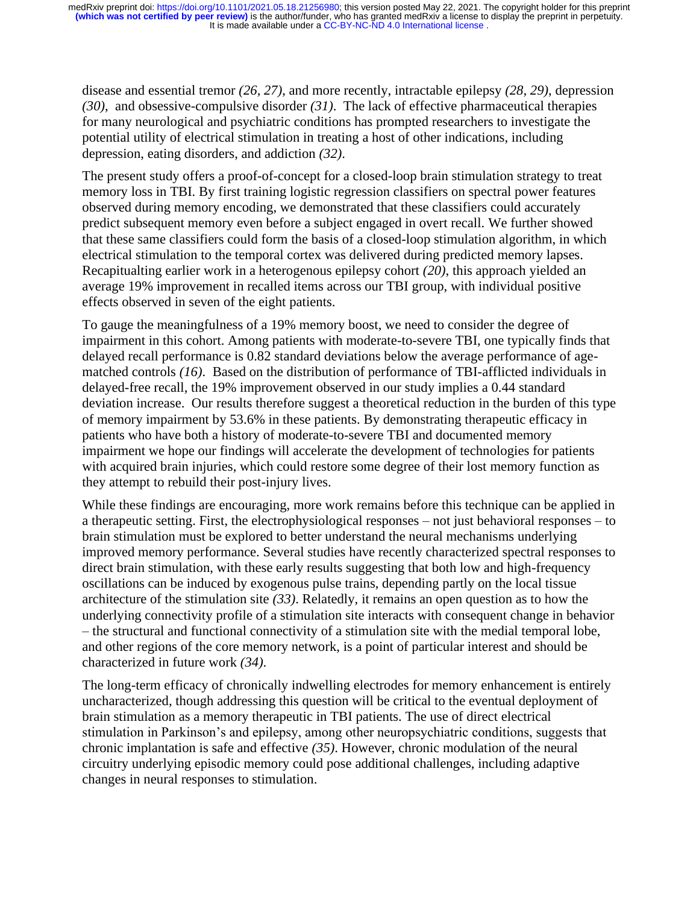disease and essential tremor *(26, 27)*, and more recently, intractable epilepsy *(28, 29)*, depression *(30)*, and obsessive-compulsive disorder *(31)*. The lack of effective pharmaceutical therapies for many neurological and psychiatric conditions has prompted researchers to investigate the potential utility of electrical stimulation in treating a host of other indications, including depression, eating disorders, and addiction *(32)*.

The present study offers a proof-of-concept for a closed-loop brain stimulation strategy to treat memory loss in TBI. By first training logistic regression classifiers on spectral power features observed during memory encoding, we demonstrated that these classifiers could accurately predict subsequent memory even before a subject engaged in overt recall. We further showed that these same classifiers could form the basis of a closed-loop stimulation algorithm, in which electrical stimulation to the temporal cortex was delivered during predicted memory lapses. Recapitualting earlier work in a heterogenous epilepsy cohort *(20)*, this approach yielded an average 19% improvement in recalled items across our TBI group, with individual positive effects observed in seven of the eight patients.

To gauge the meaningfulness of a 19% memory boost, we need to consider the degree of impairment in this cohort. Among patients with moderate-to-severe TBI, one typically finds that delayed recall performance is 0.82 standard deviations below the average performance of age-matched controls *(16)*. Based on the distribution of performance of TBI-afflicted individuals in delayed-free recall, the 19% improvement observed in our study implies a 0.44 standard deviation increase. Our results therefore suggest a theoretical reduction in the burden of this type of memory impairment by 53.6% in these patients. By demonstrating therapeutic efficacy in patients who have both a history of moderate-to-severe TBI and documented memory impairment we hope our findings will accelerate the development of technologies for patients with acquired brain injuries, which could restore some degree of their lost memory function as they attempt to rebuild their post-injury lives.

While these findings are encouraging, more work remains before this technique can be applied in a therapeutic setting. First, the electrophysiological responses – not just behavioral responses – to brain stimulation must be explored to better understand the neural mechanisms underlying improved memory performance. Several studies have recently characterized spectral responses to direct brain stimulation, with these early results suggesting that both low and high-frequency oscillations can be induced by exogenous pulse trains, depending partly on the local tissue architecture of the stimulation site *(33)*. Relatedly, it remains an open question as to how the underlying connectivity profile of a stimulation site interacts with consequent change in behavior – the structural and functional connectivity of a stimulation site with the medial temporal lobe, and other regions of the core memory network, is a point of particular interest and should be characterized in future work *(34)*.

The long-term efficacy of chronically indwelling electrodes for memory enhancement is entirely uncharacterized, though addressing this question will be critical to the eventual deployment of brain stimulation as a memory therapeutic in TBI patients. The use of direct electrical stimulation in Parkinson's and epilepsy, among other neuropsychiatric conditions, suggests that chronic implantation is safe and effective *(35)*. However, chronic modulation of the neural circuitry underlying episodic memory could pose additional challenges, including adaptive changes in neural responses to stimulation.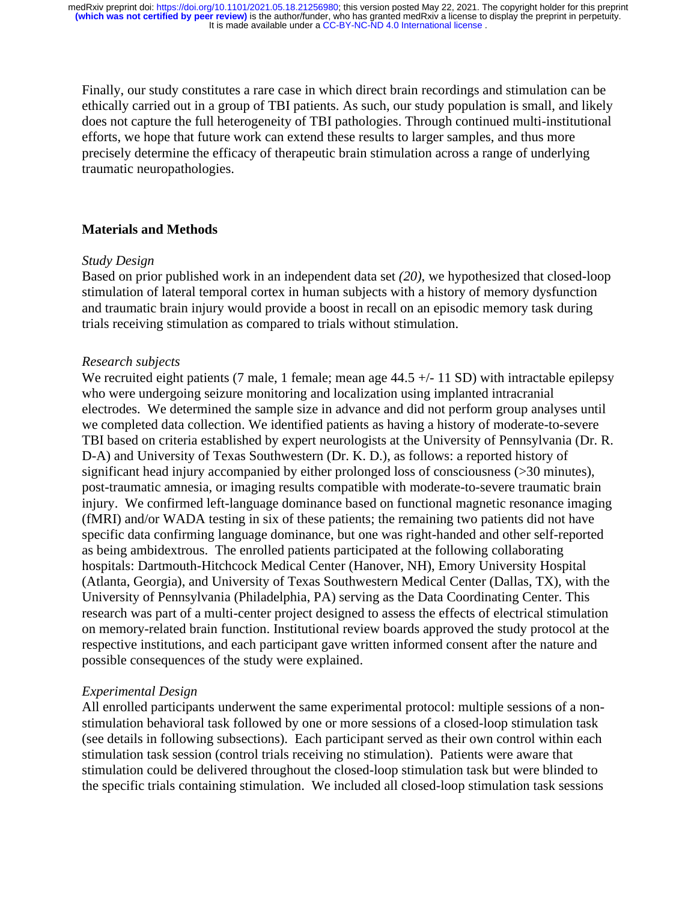Finally, our study constitutes a rare case in which direct brain recordings and stimulation can be ethically carried out in a group of TBI patients. As such, our study population is small, and likely does not capture the full heterogeneity of TBI pathologies. Through continued multi-institutional efforts, we hope that future work can extend these results to larger samples, and thus more precisely determine the efficacy of therapeutic brain stimulation across a range of underlying traumatic neuropathologies.

## Materials and Methods

*Study Design*

Based on prior published work in an independent data set *(20)*, we hypothesized that closed-loop stimulation of lateral temporal cortex in human subjects with a history of memory dysfunction and traumatic brain injury would provide a boost in recall on an episodic memory task during trials receiving stimulation as compared to trials without stimulation.

*Research subjects*

We recruited eight patients (7 male, 1 female; mean age 44.5 +/- 11 SD) with intractable epilepsy who were undergoing seizure monitoring and localization using implanted intracranial electrodes. We determined the sample size in advance and did not perform group analyses until we completed data collection. We identified patients as having a history of moderate-to-severe TBI based on criteria established by expert neurologists at the University of Pennsylvania (Dr. R. D-A) and University of Texas Southwestern (Dr. K. D.), as follows: a reported history of significant head injury accompanied by either prolonged loss of consciousness (>30 minutes), post-traumatic amnesia, or imaging results compatible with moderate-to-severe traumatic brain injury. We confirmed left-language dominance based on functional magnetic resonance imaging (fMRI) and/or WADA testing in six of these patients; the remaining two patients did not have specific data confirming language dominance, but one was right-handed and other self-reported as being ambidextrous. The enrolled patients participated at the following collaborating hospitals: Dartmouth-Hitchcock Medical Center (Hanover, NH), Emory University Hospital (Atlanta, Georgia), and University of Texas Southwestern Medical Center (Dallas, TX), with the University of Pennsylvania (Philadelphia, PA) serving as the Data Coordinating Center. This research was part of a multi-center project designed to assess the effects of electrical stimulation on memory-related brain function. Institutional review boards approved the study protocol at the respective institutions, and each participant gave written informed consent after the nature and possible consequences of the study were explained.

*Experimental Design*

All enrolled participants underwent the same experimental protocol: multiple sessions of a non-stimulation behavioral task followed by one or more sessions of a closed-loop stimulation task (see details in following subsections). Each participant served as their own control within each stimulation task session (control trials receiving no stimulation). Patients were aware that stimulation could be delivered throughout the closed-loop stimulation task but were blinded to the specific trials containing stimulation. We included all closed-loop stimulation task sessions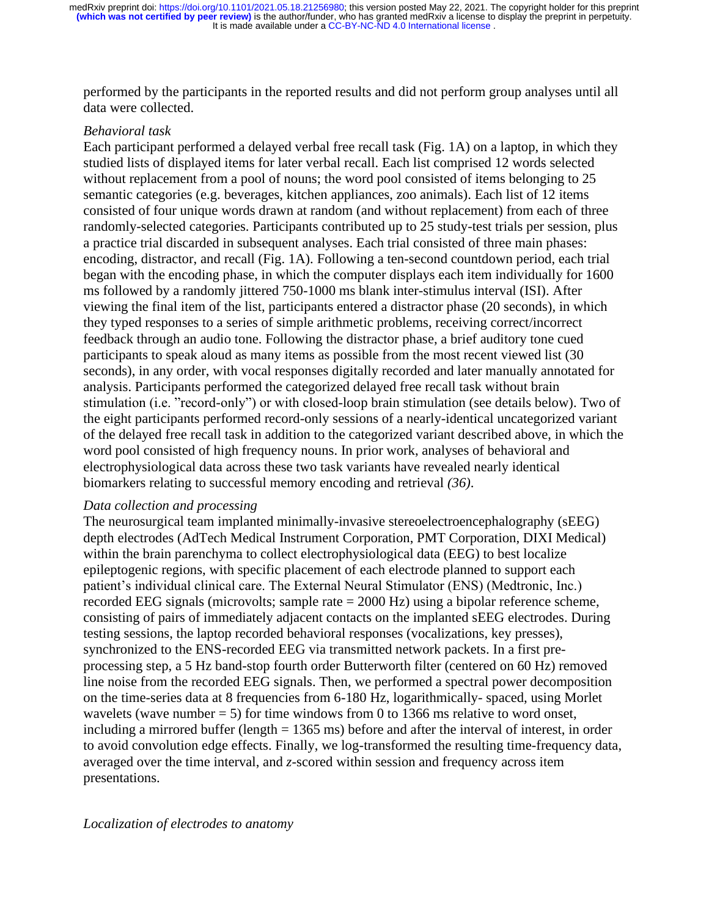performed by the participants in the reported results and did not perform group analyses until all data were collected.

*Behavioral task*

Each participant performed a delayed verbal free recall task (Fig. 1A) on a laptop, in which they studied lists of displayed items for later verbal recall. Each list comprised 12 words selected without replacement from a pool of nouns; the word pool consisted of items belonging to 25 semantic categories (e.g. beverages, kitchen appliances, zoo animals). Each list of 12 items consisted of four unique words drawn at random (and without replacement) from each of three randomly-selected categories. Participants contributed up to 25 study-test trials per session, plus a practice trial discarded in subsequent analyses. Each trial consisted of three main phases: encoding, distractor, and recall (Fig. 1A). Following a ten-second countdown period, each trial began with the encoding phase, in which the computer displays each item individually for 1600 ms followed by a randomly jittered 750-1000 ms blank inter-stimulus interval (ISI). After viewing the final item of the list, participants entered a distractor phase (20 seconds), in which they typed responses to a series of simple arithmetic problems, receiving correct/incorrect feedback through an audio tone. Following the distractor phase, a brief auditory tone cued participants to speak aloud as many items as possible from the most recent viewed list (30 seconds), in any order, with vocal responses digitally recorded and later manually annotated for analysis. Participants performed the categorized delayed free recall task without brain stimulation (i.e. "record-only") or with closed-loop brain stimulation (see details below). Two of the eight participants performed record-only sessions of a nearly-identical uncategorized variant of the delayed free recall task in addition to the categorized variant described above, in which the word pool consisted of high frequency nouns. In prior work, analyses of behavioral and electrophysiological data across these two task variants have revealed nearly identical biomarkers relating to successful memory encoding and retrieval *(36)*.

*Data collection and processing*

The neurosurgical team implanted minimally-invasive stereoelectroencephalography (sEEG) depth electrodes (AdTech Medical Instrument Corporation, PMT Corporation, DIXI Medical) within the brain parenchyma to collect electrophysiological data (EEG) to best localize epileptogenic regions, with specific placement of each electrode planned to support each patient's individual clinical care. The External Neural Stimulator (ENS) (Medtronic, Inc.) recorded EEG signals (microvolts; sample rate = 2000 Hz) using a bipolar reference scheme, consisting of pairs of immediately adjacent contacts on the implanted sEEG electrodes. During testing sessions, the laptop recorded behavioral responses (vocalizations, key presses), synchronized to the ENS-recorded EEG via transmitted network packets. In a first pre-processing step, a 5 Hz band-stop fourth order Butterworth filter (centered on 60 Hz) removed line noise from the recorded EEG signals. Then, we performed a spectral power decomposition on the time-series data at 8 frequencies from 6-180 Hz, logarithmically- spaced, using Morlet wavelets (wave number = 5) for time windows from 0 to 1366 ms relative to word onset, including a mirrored buffer (length = 1365 ms) before and after the interval of interest, in order to avoid convolution edge effects. Finally, we log-transformed the resulting time-frequency data, averaged over the time interval, and *z*-scored within session and frequency across item presentations.

*Localization of electrodes to anatomy*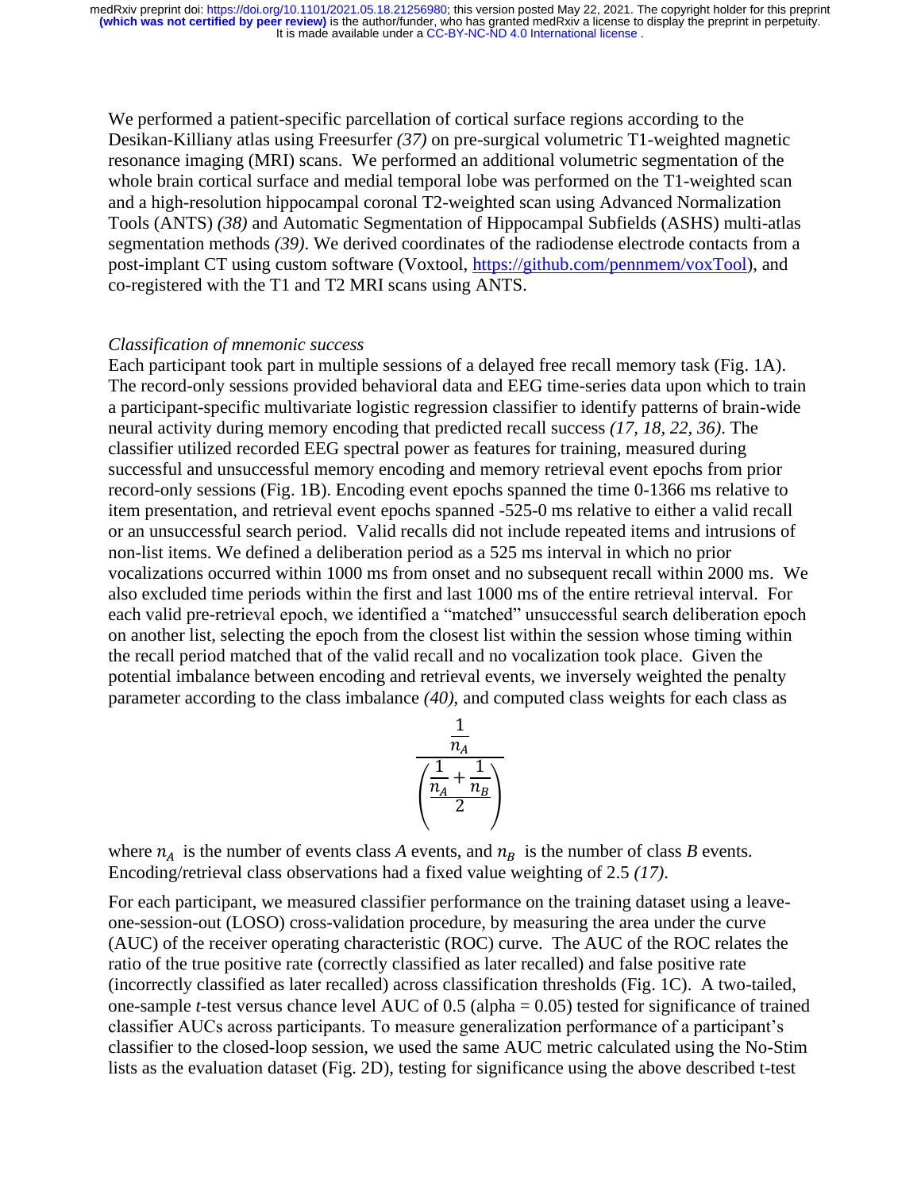We performed a patient-specific parcellation of cortical surface regions according to the Desikan-Killiany atlas using Freesurfer *(37)* on pre-surgical volumetric T1-weighted magnetic resonance imaging (MRI) scans. We performed an additional volumetric segmentation of the whole brain cortical surface and medial temporal lobe was performed on the T1-weighted scan and a high-resolution hippocampal coronal T2-weighted scan using Advanced Normalization Tools (ANTS) *(38)* and Automatic Segmentation of Hippocampal Subfields (ASHS) multi-atlas segmentation methods *(39)*. We derived coordinates of the radiodense electrode contacts from a post-implant CT using custom software (Voxtool, https://github.com/pennmem/voxTool), and co-registered with the T1 and T2 MRI scans using ANTS.

*Classification of mnemonic success*

Each participant took part in multiple sessions of a delayed free recall memory task (Fig. 1A). The record-only sessions provided behavioral data and EEG time-series data upon which to train a participant-specific multivariate logistic regression classifier to identify patterns of brain-wide neural activity during memory encoding that predicted recall success *(17, 18, 22, 36)*. The classifier utilized recorded EEG spectral power as features for training, measured during successful and unsuccessful memory encoding and memory retrieval event epochs from prior record-only sessions (Fig. 1B). Encoding event epochs spanned the time 0-1366 ms relative to item presentation, and retrieval event epochs spanned -525-0 ms relative to either a valid recall or an unsuccessful search period. Valid recalls did not include repeated items and intrusions of non-list items. We defined a deliberation period as a 525 ms interval in which no prior vocalizations occurred within 1000 ms from onset and no subsequent recall within 2000 ms. We also excluded time periods within the first and last 1000 ms of the entire retrieval interval. For each valid pre-retrieval epoch, we identified a "matched" unsuccessful search deliberation epoch on another list, selecting the epoch from the closest list within the session whose timing within the recall period matched that of the valid recall and no vocalization took place. Given the potential imbalance between encoding and retrieval events, we inversely weighted the penalty parameter according to the class imbalance *(40)*, and computed class weights for each class as

$$\frac{\frac{1}{n_A}}{\left(\frac{\frac{1}{n_A}+\frac{1}{n_B}}{2}\right)}$$

where $n_A$ is the number of events class *A* events, and $n_B$ is the number of class *B* events. Encoding/retrieval class observations had a fixed value weighting of 2.5 *(17)*.

For each participant, we measured classifier performance on the training dataset using a leave-one-session-out (LOSO) cross-validation procedure, by measuring the area under the curve (AUC) of the receiver operating characteristic (ROC) curve. The AUC of the ROC relates the ratio of the true positive rate (correctly classified as later recalled) and false positive rate (incorrectly classified as later recalled) across classification thresholds (Fig. 1C). A two-tailed, one-sample *t*-test versus chance level AUC of 0.5 (alpha = 0.05) tested for significance of trained classifier AUCs across participants. To measure generalization performance of a participant's classifier to the closed-loop session, we used the same AUC metric calculated using the No-Stim lists as the evaluation dataset (Fig. 2D), testing for significance using the above described t-test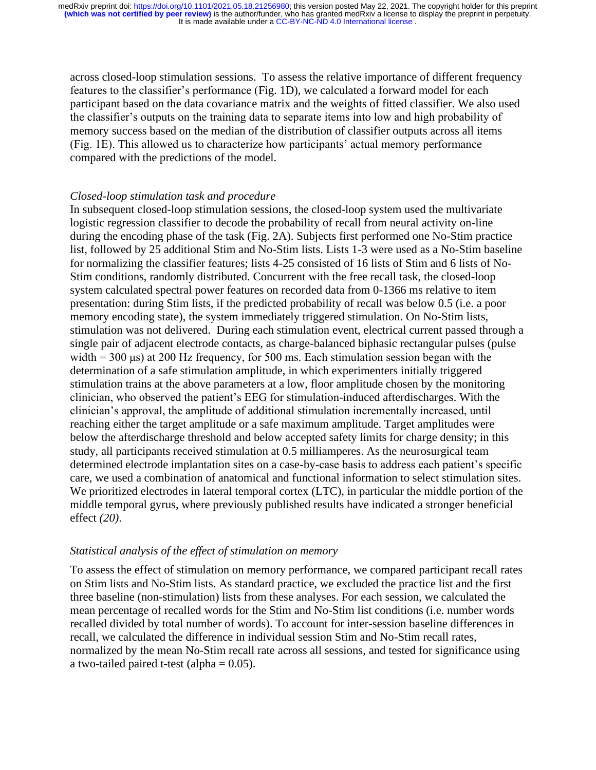across closed-loop stimulation sessions. To assess the relative importance of different frequency features to the classifier's performance (Fig. 1D), we calculated a forward model for each participant based on the data covariance matrix and the weights of fitted classifier. We also used the classifier's outputs on the training data to separate items into low and high probability of memory success based on the median of the distribution of classifier outputs across all items (Fig. 1E). This allowed us to characterize how participants' actual memory performance compared with the predictions of the model.

*Closed-loop stimulation task and procedure*

In subsequent closed-loop stimulation sessions, the closed-loop system used the multivariate logistic regression classifier to decode the probability of recall from neural activity on-line during the encoding phase of the task (Fig. 2A). Subjects first performed one No-Stim practice list, followed by 25 additional Stim and No-Stim lists. Lists 1-3 were used as a No-Stim baseline for normalizing the classifier features; lists 4-25 consisted of 16 lists of Stim and 6 lists of No-Stim conditions, randomly distributed. Concurrent with the free recall task, the closed-loop system calculated spectral power features on recorded data from 0-1366 ms relative to item presentation: during Stim lists, if the predicted probability of recall was below 0.5 (i.e. a poor memory encoding state), the system immediately triggered stimulation. On No-Stim lists, stimulation was not delivered. During each stimulation event, electrical current passed through a single pair of adjacent electrode contacts, as charge-balanced biphasic rectangular pulses (pulse width = 300 μs) at 200 Hz frequency, for 500 ms. Each stimulation session began with the determination of a safe stimulation amplitude, in which experimenters initially triggered stimulation trains at the above parameters at a low, floor amplitude chosen by the monitoring clinician, who observed the patient's EEG for stimulation-induced afterdischarges. With the clinician's approval, the amplitude of additional stimulation incrementally increased, until reaching either the target amplitude or a safe maximum amplitude. Target amplitudes were below the afterdischarge threshold and below accepted safety limits for charge density; in this study, all participants received stimulation at 0.5 milliamperes. As the neurosurgical team determined electrode implantation sites on a case-by-case basis to address each patient's specific care, we used a combination of anatomical and functional information to select stimulation sites. We prioritized electrodes in lateral temporal cortex (LTC), in particular the middle portion of the middle temporal gyrus, where previously published results have indicated a stronger beneficial effect *(20)*.

*Statistical analysis of the effect of stimulation on memory*

To assess the effect of stimulation on memory performance, we compared participant recall rates on Stim lists and No-Stim lists. As standard practice, we excluded the practice list and the first three baseline (non-stimulation) lists from these analyses. For each session, we calculated the mean percentage of recalled words for the Stim and No-Stim list conditions (i.e. number words recalled divided by total number of words). To account for inter-session baseline differences in recall, we calculated the difference in individual session Stim and No-Stim recall rates, normalized by the mean No-Stim recall rate across all sessions, and tested for significance using a two-tailed paired t-test (alpha = 0.05).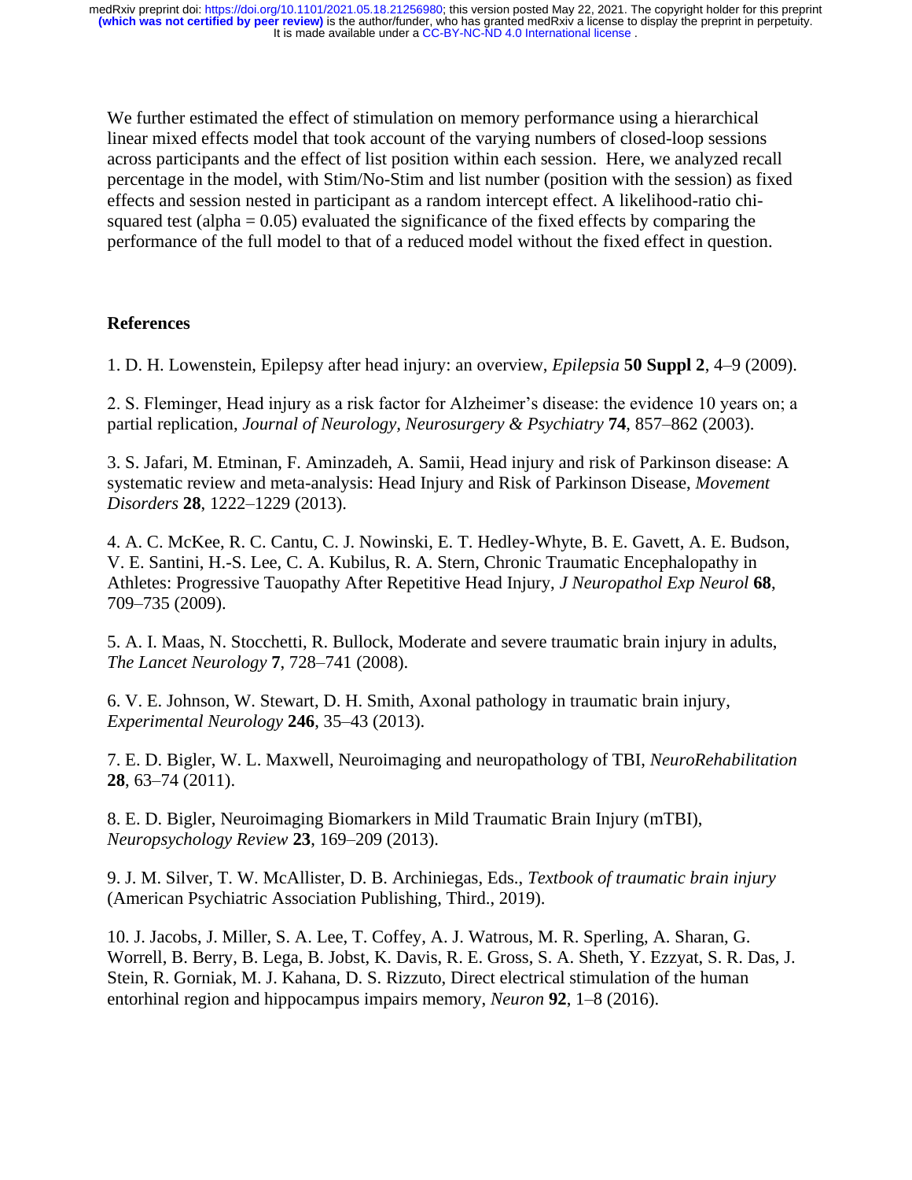We further estimated the effect of stimulation on memory performance using a hierarchical linear mixed effects model that took account of the varying numbers of closed-loop sessions across participants and the effect of list position within each session. Here, we analyzed recall percentage in the model, with Stim/No-Stim and list number (position with the session) as fixed effects and session nested in participant as a random intercept effect. A likelihood-ratio chi-squared test (alpha = 0.05) evaluated the significance of the fixed effects by comparing the performance of the full model to that of a reduced model without the fixed effect in question.

## References

1. D. H. Lowenstein, Epilepsy after head injury: an overview, *Epilepsia* **50 Suppl 2**, 4–9 (2009).

2. S. Fleminger, Head injury as a risk factor for Alzheimer's disease: the evidence 10 years on; a partial replication, *Journal of Neurology, Neurosurgery & Psychiatry* **74**, 857–862 (2003).

3. S. Jafari, M. Etminan, F. Aminzadeh, A. Samii, Head injury and risk of Parkinson disease: A systematic review and meta-analysis: Head Injury and Risk of Parkinson Disease, *Movement Disorders* **28**, 1222–1229 (2013).

4. A. C. McKee, R. C. Cantu, C. J. Nowinski, E. T. Hedley-Whyte, B. E. Gavett, A. E. Budson, V. E. Santini, H.-S. Lee, C. A. Kubilus, R. A. Stern, Chronic Traumatic Encephalopathy in Athletes: Progressive Tauopathy After Repetitive Head Injury, *J Neuropathol Exp Neurol* **68**, 709–735 (2009).

5. A. I. Maas, N. Stocchetti, R. Bullock, Moderate and severe traumatic brain injury in adults, *The Lancet Neurology* **7**, 728–741 (2008).

6. V. E. Johnson, W. Stewart, D. H. Smith, Axonal pathology in traumatic brain injury, *Experimental Neurology* **246**, 35–43 (2013).

7. E. D. Bigler, W. L. Maxwell, Neuroimaging and neuropathology of TBI, *NeuroRehabilitation* **28**, 63–74 (2011).

8. E. D. Bigler, Neuroimaging Biomarkers in Mild Traumatic Brain Injury (mTBI), *Neuropsychology Review* **23**, 169–209 (2013).

9. J. M. Silver, T. W. McAllister, D. B. Archiniegas, Eds., *Textbook of traumatic brain injury* (American Psychiatric Association Publishing, Third., 2019).

10. J. Jacobs, J. Miller, S. A. Lee, T. Coffey, A. J. Watrous, M. R. Sperling, A. Sharan, G. Worrell, B. Berry, B. Lega, B. Jobst, K. Davis, R. E. Gross, S. A. Sheth, Y. Ezzyat, S. R. Das, J. Stein, R. Gorniak, M. J. Kahana, D. S. Rizzuto, Direct electrical stimulation of the human entorhinal region and hippocampus impairs memory, *Neuron* **92**, 1–8 (2016).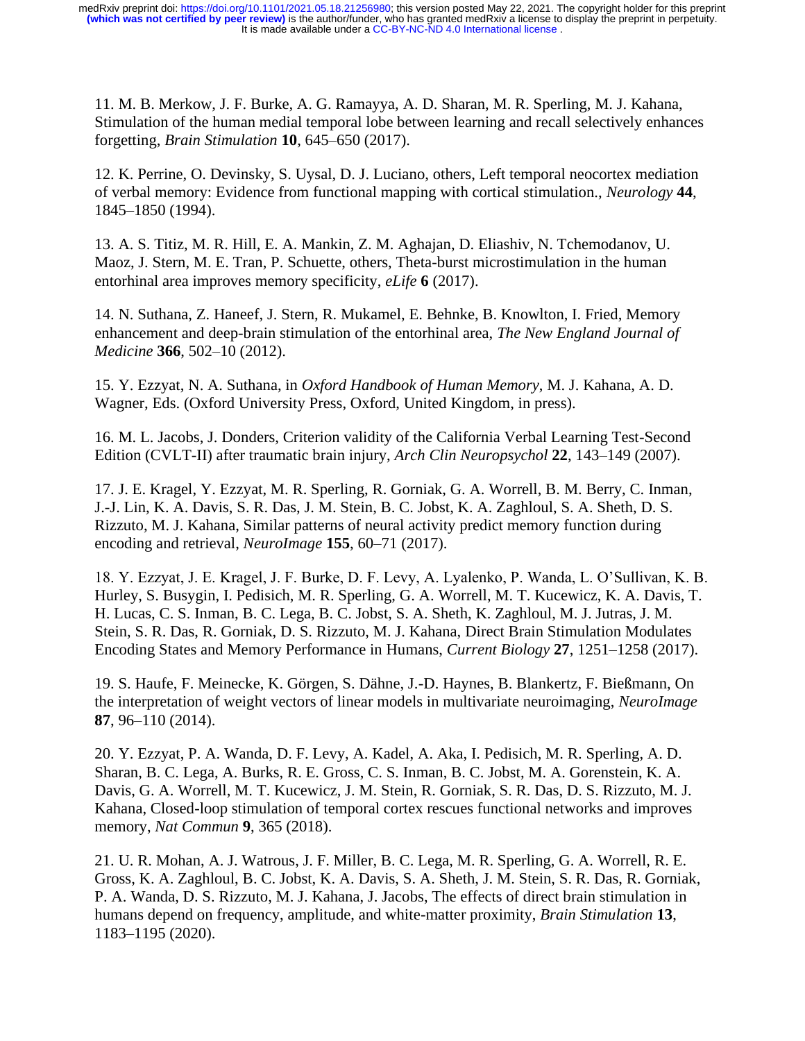11. M. B. Merkow, J. F. Burke, A. G. Ramayya, A. D. Sharan, M. R. Sperling, M. J. Kahana, Stimulation of the human medial temporal lobe between learning and recall selectively enhances forgetting, *Brain Stimulation* **10**, 645–650 (2017).

12. K. Perrine, O. Devinsky, S. Uysal, D. J. Luciano, others, Left temporal neocortex mediation of verbal memory: Evidence from functional mapping with cortical stimulation., *Neurology* **44**, 1845–1850 (1994).

13. A. S. Titiz, M. R. Hill, E. A. Mankin, Z. M. Aghajan, D. Eliashiv, N. Tchemodanov, U. Maoz, J. Stern, M. E. Tran, P. Schuette, others, Theta-burst microstimulation in the human entorhinal area improves memory specificity, *eLife* **6** (2017).

14. N. Suthana, Z. Haneef, J. Stern, R. Mukamel, E. Behnke, B. Knowlton, I. Fried, Memory enhancement and deep-brain stimulation of the entorhinal area, *The New England Journal of Medicine* **366**, 502–10 (2012).

15. Y. Ezzyat, N. A. Suthana, in *Oxford Handbook of Human Memory*, M. J. Kahana, A. D. Wagner, Eds. (Oxford University Press, Oxford, United Kingdom, in press).

16. M. L. Jacobs, J. Donders, Criterion validity of the California Verbal Learning Test-Second Edition (CVLT-II) after traumatic brain injury, *Arch Clin Neuropsychol* **22**, 143–149 (2007).

17. J. E. Kragel, Y. Ezzyat, M. R. Sperling, R. Gorniak, G. A. Worrell, B. M. Berry, C. Inman, J.-J. Lin, K. A. Davis, S. R. Das, J. M. Stein, B. C. Jobst, K. A. Zaghloul, S. A. Sheth, D. S. Rizzuto, M. J. Kahana, Similar patterns of neural activity predict memory function during encoding and retrieval, *NeuroImage* **155**, 60–71 (2017).

18. Y. Ezzyat, J. E. Kragel, J. F. Burke, D. F. Levy, A. Lyalenko, P. Wanda, L. O'Sullivan, K. B. Hurley, S. Busygin, I. Pedisich, M. R. Sperling, G. A. Worrell, M. T. Kucewicz, K. A. Davis, T. H. Lucas, C. S. Inman, B. C. Lega, B. C. Jobst, S. A. Sheth, K. Zaghloul, M. J. Jutras, J. M. Stein, S. R. Das, R. Gorniak, D. S. Rizzuto, M. J. Kahana, Direct Brain Stimulation Modulates Encoding States and Memory Performance in Humans, *Current Biology* **27**, 1251–1258 (2017).

19. S. Haufe, F. Meinecke, K. Görgen, S. Dähne, J.-D. Haynes, B. Blankertz, F. Bießmann, On the interpretation of weight vectors of linear models in multivariate neuroimaging, *NeuroImage* **87**, 96–110 (2014).

20. Y. Ezzyat, P. A. Wanda, D. F. Levy, A. Kadel, A. Aka, I. Pedisich, M. R. Sperling, A. D. Sharan, B. C. Lega, A. Burks, R. E. Gross, C. S. Inman, B. C. Jobst, M. A. Gorenstein, K. A. Davis, G. A. Worrell, M. T. Kucewicz, J. M. Stein, R. Gorniak, S. R. Das, D. S. Rizzuto, M. J. Kahana, Closed-loop stimulation of temporal cortex rescues functional networks and improves memory, *Nat Commun* **9**, 365 (2018).

21. U. R. Mohan, A. J. Watrous, J. F. Miller, B. C. Lega, M. R. Sperling, G. A. Worrell, R. E. Gross, K. A. Zaghloul, B. C. Jobst, K. A. Davis, S. A. Sheth, J. M. Stein, S. R. Das, R. Gorniak, P. A. Wanda, D. S. Rizzuto, M. J. Kahana, J. Jacobs, The effects of direct brain stimulation in humans depend on frequency, amplitude, and white-matter proximity, *Brain Stimulation* **13**, 1183–1195 (2020).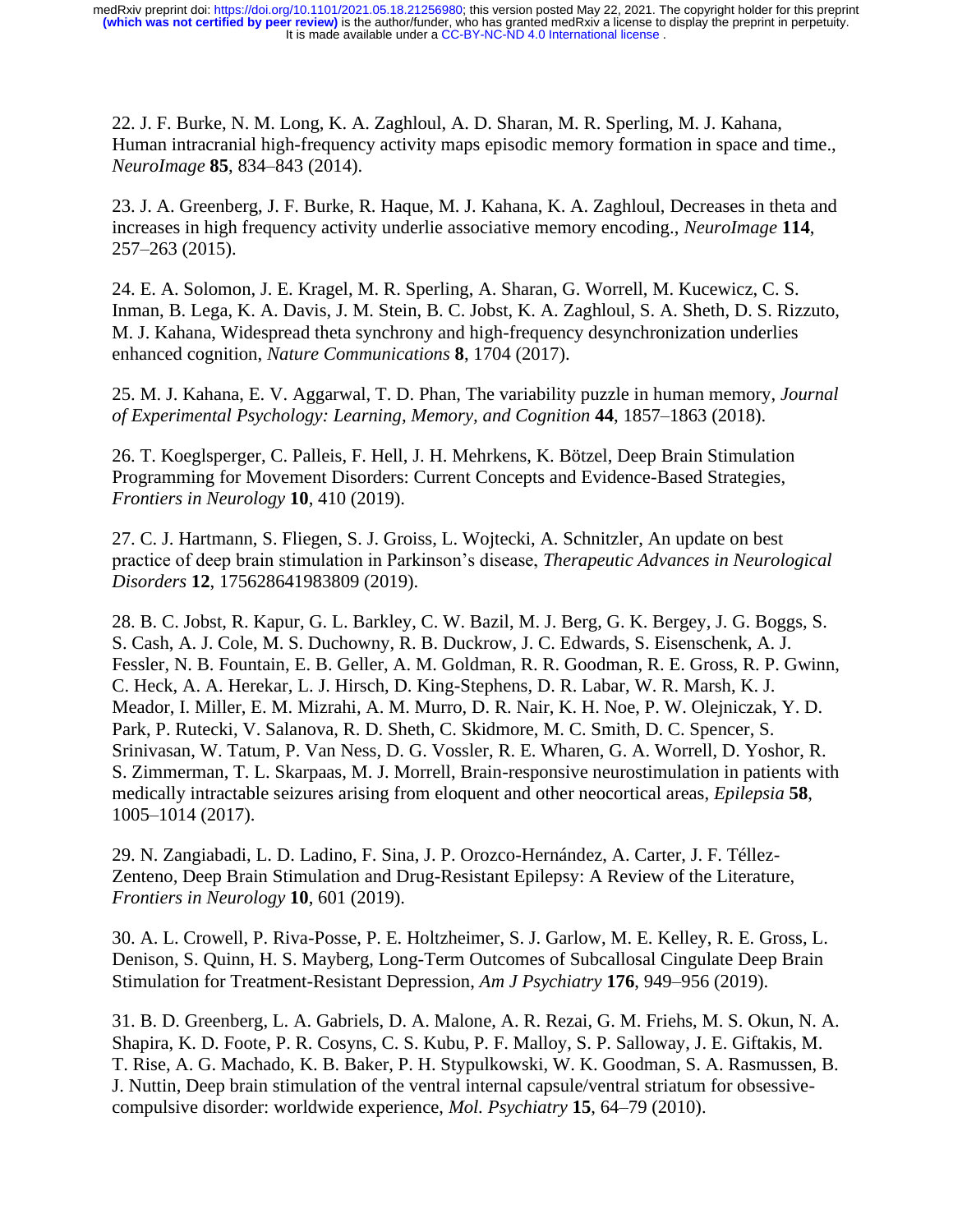22. J. F. Burke, N. M. Long, K. A. Zaghloul, A. D. Sharan, M. R. Sperling, M. J. Kahana, Human intracranial high-frequency activity maps episodic memory formation in space and time., *NeuroImage* **85**, 834–843 (2014).

23. J. A. Greenberg, J. F. Burke, R. Haque, M. J. Kahana, K. A. Zaghloul, Decreases in theta and increases in high frequency activity underlie associative memory encoding., *NeuroImage* **114**, 257–263 (2015).

24. E. A. Solomon, J. E. Kragel, M. R. Sperling, A. Sharan, G. Worrell, M. Kucewicz, C. S. Inman, B. Lega, K. A. Davis, J. M. Stein, B. C. Jobst, K. A. Zaghloul, S. A. Sheth, D. S. Rizzuto, M. J. Kahana, Widespread theta synchrony and high-frequency desynchronization underlies enhanced cognition, *Nature Communications* **8**, 1704 (2017).

25. M. J. Kahana, E. V. Aggarwal, T. D. Phan, The variability puzzle in human memory, *Journal of Experimental Psychology: Learning, Memory, and Cognition* **44**, 1857–1863 (2018).

26. T. Koeglsperger, C. Palleis, F. Hell, J. H. Mehrkens, K. Bötzel, Deep Brain Stimulation Programming for Movement Disorders: Current Concepts and Evidence-Based Strategies, *Frontiers in Neurology* **10**, 410 (2019).

27. C. J. Hartmann, S. Fliegen, S. J. Groiss, L. Wojtecki, A. Schnitzler, An update on best practice of deep brain stimulation in Parkinson's disease, *Therapeutic Advances in Neurological Disorders* **12**, 175628641983809 (2019).

28. B. C. Jobst, R. Kapur, G. L. Barkley, C. W. Bazil, M. J. Berg, G. K. Bergey, J. G. Boggs, S. S. Cash, A. J. Cole, M. S. Duchowny, R. B. Duckrow, J. C. Edwards, S. Eisenschenk, A. J. Fessler, N. B. Fountain, E. B. Geller, A. M. Goldman, R. R. Goodman, R. E. Gross, R. P. Gwinn, C. Heck, A. A. Herekar, L. J. Hirsch, D. King-Stephens, D. R. Labar, W. R. Marsh, K. J. Meador, I. Miller, E. M. Mizrahi, A. M. Murro, D. R. Nair, K. H. Noe, P. W. Olejniczak, Y. D. Park, P. Rutecki, V. Salanova, R. D. Sheth, C. Skidmore, M. C. Smith, D. C. Spencer, S. Srinivasan, W. Tatum, P. Van Ness, D. G. Vossler, R. E. Wharen, G. A. Worrell, D. Yoshor, R. S. Zimmerman, T. L. Skarpaas, M. J. Morrell, Brain-responsive neurostimulation in patients with medically intractable seizures arising from eloquent and other neocortical areas, *Epilepsia* **58**, 1005–1014 (2017).

29. N. Zangiabadi, L. D. Ladino, F. Sina, J. P. Orozco-Hernández, A. Carter, J. F. Téllez-Zenteno, Deep Brain Stimulation and Drug-Resistant Epilepsy: A Review of the Literature, *Frontiers in Neurology* **10**, 601 (2019).

30. A. L. Crowell, P. Riva-Posse, P. E. Holtzheimer, S. J. Garlow, M. E. Kelley, R. E. Gross, L. Denison, S. Quinn, H. S. Mayberg, Long-Term Outcomes of Subcallosal Cingulate Deep Brain Stimulation for Treatment-Resistant Depression, *Am J Psychiatry* **176**, 949–956 (2019).

31. B. D. Greenberg, L. A. Gabriels, D. A. Malone, A. R. Rezai, G. M. Friehs, M. S. Okun, N. A. Shapira, K. D. Foote, P. R. Cosyns, C. S. Kubu, P. F. Malloy, S. P. Salloway, J. E. Giftakis, M. T. Rise, A. G. Machado, K. B. Baker, P. H. Stypulkowski, W. K. Goodman, S. A. Rasmussen, B. J. Nuttin, Deep brain stimulation of the ventral internal capsule/ventral striatum for obsessive-compulsive disorder: worldwide experience, *Mol. Psychiatry* **15**, 64–79 (2010).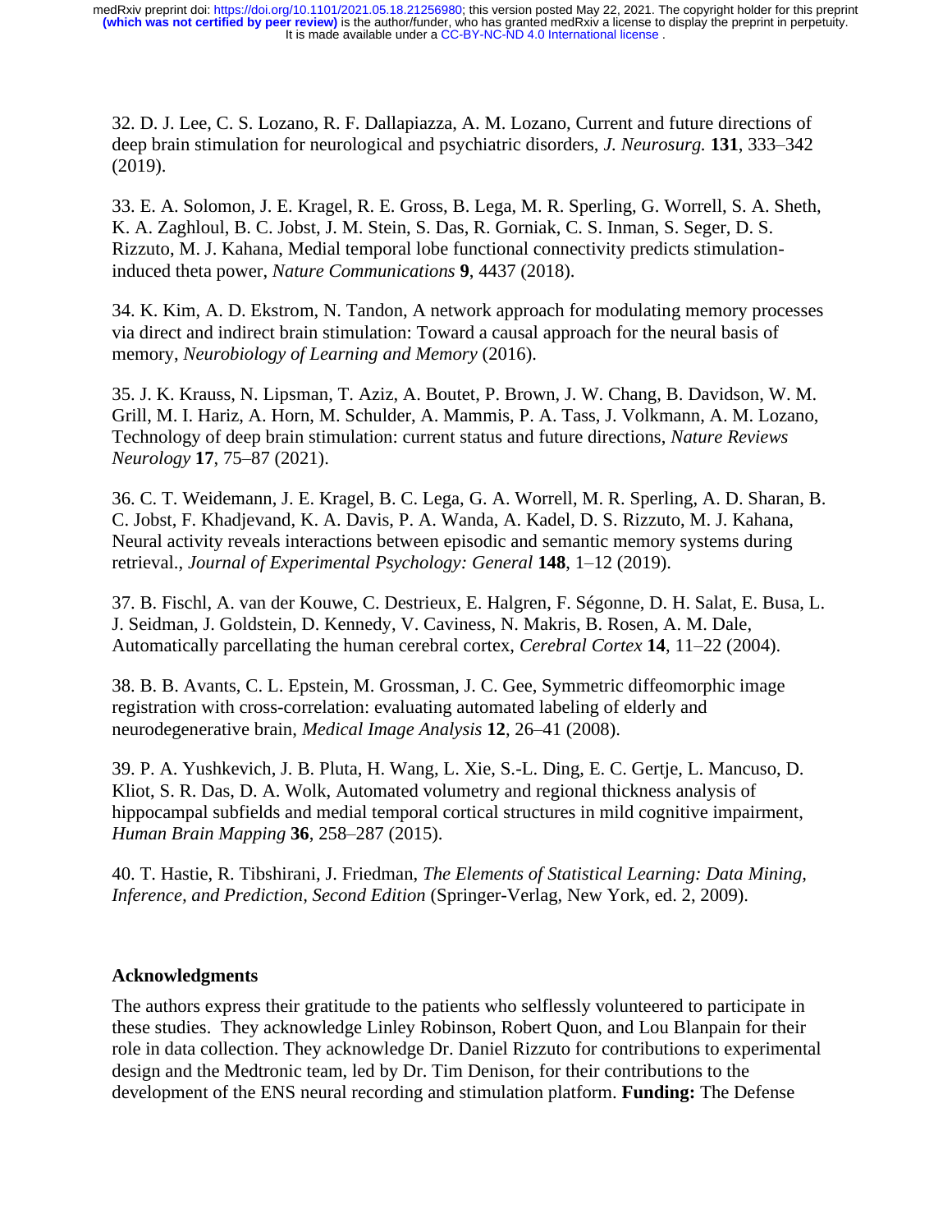32. D. J. Lee, C. S. Lozano, R. F. Dallapiazza, A. M. Lozano, Current and future directions of deep brain stimulation for neurological and psychiatric disorders, *J. Neurosurg.* **131**, 333–342 (2019).

33. E. A. Solomon, J. E. Kragel, R. E. Gross, B. Lega, M. R. Sperling, G. Worrell, S. A. Sheth, K. A. Zaghloul, B. C. Jobst, J. M. Stein, S. Das, R. Gorniak, C. S. Inman, S. Seger, D. S. Rizzuto, M. J. Kahana, Medial temporal lobe functional connectivity predicts stimulation-induced theta power, *Nature Communications* **9**, 4437 (2018).

34. K. Kim, A. D. Ekstrom, N. Tandon, A network approach for modulating memory processes via direct and indirect brain stimulation: Toward a causal approach for the neural basis of memory, *Neurobiology of Learning and Memory* (2016).

35. J. K. Krauss, N. Lipsman, T. Aziz, A. Boutet, P. Brown, J. W. Chang, B. Davidson, W. M. Grill, M. I. Hariz, A. Horn, M. Schulder, A. Mammis, P. A. Tass, J. Volkmann, A. M. Lozano, Technology of deep brain stimulation: current status and future directions, *Nature Reviews Neurology* **17**, 75–87 (2021).

36. C. T. Weidemann, J. E. Kragel, B. C. Lega, G. A. Worrell, M. R. Sperling, A. D. Sharan, B. C. Jobst, F. Khadjevand, K. A. Davis, P. A. Wanda, A. Kadel, D. S. Rizzuto, M. J. Kahana, Neural activity reveals interactions between episodic and semantic memory systems during retrieval., *Journal of Experimental Psychology: General* **148**, 1–12 (2019).

37. B. Fischl, A. van der Kouwe, C. Destrieux, E. Halgren, F. Ségonne, D. H. Salat, E. Busa, L. J. Seidman, J. Goldstein, D. Kennedy, V. Caviness, N. Makris, B. Rosen, A. M. Dale, Automatically parcellating the human cerebral cortex, *Cerebral Cortex* **14**, 11–22 (2004).

38. B. B. Avants, C. L. Epstein, M. Grossman, J. C. Gee, Symmetric diffeomorphic image registration with cross-correlation: evaluating automated labeling of elderly and neurodegenerative brain, *Medical Image Analysis* **12**, 26–41 (2008).

39. P. A. Yushkevich, J. B. Pluta, H. Wang, L. Xie, S.-L. Ding, E. C. Gertje, L. Mancuso, D. Kliot, S. R. Das, D. A. Wolk, Automated volumetry and regional thickness analysis of hippocampal subfields and medial temporal cortical structures in mild cognitive impairment, *Human Brain Mapping* **36**, 258–287 (2015).

40. T. Hastie, R. Tibshirani, J. Friedman, *The Elements of Statistical Learning: Data Mining, Inference, and Prediction, Second Edition* (Springer-Verlag, New York, ed. 2, 2009).

## Acknowledgments

The authors express their gratitude to the patients who selflessly volunteered to participate in these studies. They acknowledge Linley Robinson, Robert Quon, and Lou Blanpain for their role in data collection. They acknowledge Dr. Daniel Rizzuto for contributions to experimental design and the Medtronic team, led by Dr. Tim Denison, for their contributions to the development of the ENS neural recording and stimulation platform. **Funding:** The Defense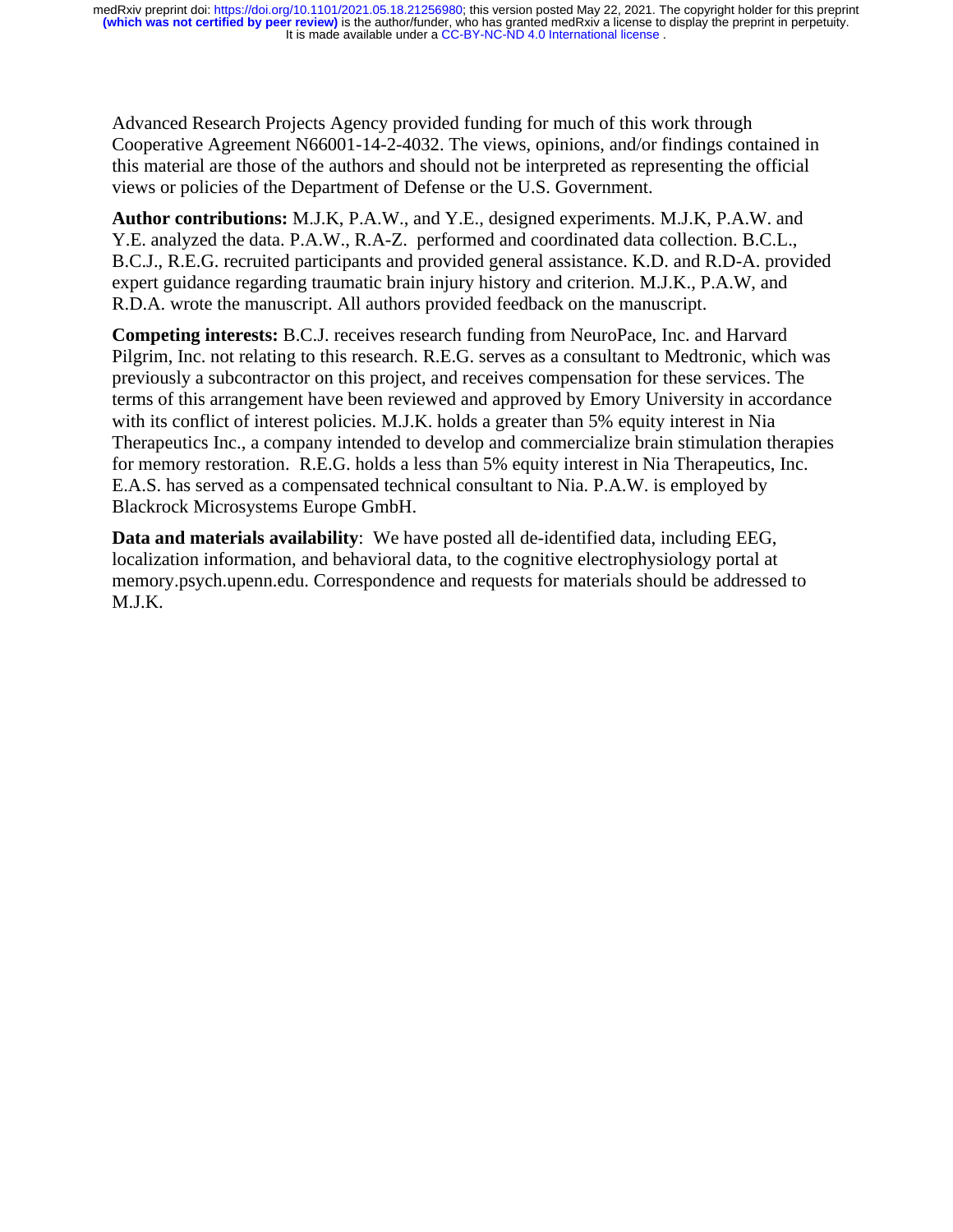Advanced Research Projects Agency provided funding for much of this work through Cooperative Agreement N66001-14-2-4032. The views, opinions, and/or findings contained in this material are those of the authors and should not be interpreted as representing the official views or policies of the Department of Defense or the U.S. Government.

**Author contributions:** M.J.K, P.A.W., and Y.E., designed experiments. M.J.K, P.A.W. and Y.E. analyzed the data. P.A.W., R.A-Z. performed and coordinated data collection. B.C.L., B.C.J., R.E.G. recruited participants and provided general assistance. K.D. and R.D-A. provided expert guidance regarding traumatic brain injury history and criterion. M.J.K., P.A.W, and R.D.A. wrote the manuscript. All authors provided feedback on the manuscript.

**Competing interests:** B.C.J. receives research funding from NeuroPace, Inc. and Harvard Pilgrim, Inc. not relating to this research. R.E.G. serves as a consultant to Medtronic, which was previously a subcontractor on this project, and receives compensation for these services. The terms of this arrangement have been reviewed and approved by Emory University in accordance with its conflict of interest policies. M.J.K. holds a greater than 5% equity interest in Nia Therapeutics Inc., a company intended to develop and commercialize brain stimulation therapies for memory restoration. R.E.G. holds a less than 5% equity interest in Nia Therapeutics, Inc. E.A.S. has served as a compensated technical consultant to Nia. P.A.W. is employed by Blackrock Microsystems Europe GmbH.

**Data and materials availability**: We have posted all de-identified data, including EEG, localization information, and behavioral data, to the cognitive electrophysiology portal at memory.psych.upenn.edu. Correspondence and requests for materials should be addressed to M.J.K.